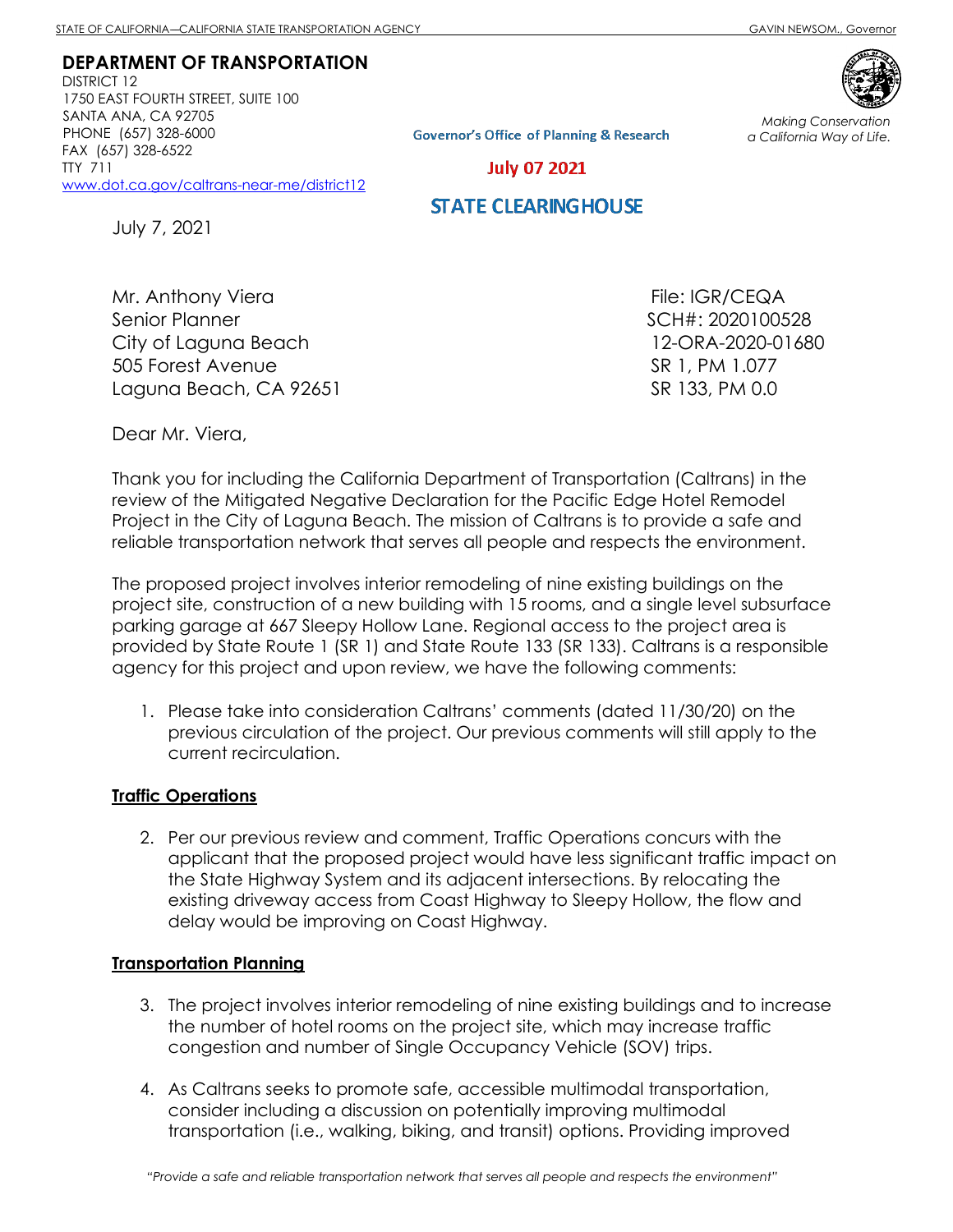STATE OF CALIFORNIA—CALIFORNIA STATE TRANSPORTATION AGENCY GAVIN NEWSOM., Governor

**DEPARTMENT OF TRANSPORTATION**
DISTRICT 12
1750 EAST FOURTH STREET, SUITE 100
SANTA ANA, CA 92705
PHONE (657) 328-6000
FAX (657) 328-6522
TTY 711
www.dot.ca.gov/caltrans-near-me/district12

*Making Conservation a California Way of Life.*

Governor's Office of Planning & Research

July 07 2021

STATE CLEARINGHOUSE

July 7, 2021

Mr. Anthony Viera
Senior Planner
City of Laguna Beach
505 Forest Avenue
Laguna Beach, CA 92651

File: IGR/CEQA
SCH#: 2020100528
12-ORA-2020-01680
SR 1, PM 1.077
SR 133, PM 0.0

Dear Mr. Viera,

Thank you for including the California Department of Transportation (Caltrans) in the review of the Mitigated Negative Declaration for the Pacific Edge Hotel Remodel Project in the City of Laguna Beach. The mission of Caltrans is to provide a safe and reliable transportation network that serves all people and respects the environment.

The proposed project involves interior remodeling of nine existing buildings on the project site, construction of a new building with 15 rooms, and a single level subsurface parking garage at 667 Sleepy Hollow Lane. Regional access to the project area is provided by State Route 1 (SR 1) and State Route 133 (SR 133). Caltrans is a responsible agency for this project and upon review, we have the following comments:

1. Please take into consideration Caltrans' comments (dated 11/30/20) on the previous circulation of the project. Our previous comments will still apply to the current recirculation.

**Traffic Operations**

2. Per our previous review and comment, Traffic Operations concurs with the applicant that the proposed project would have less significant traffic impact on the State Highway System and its adjacent intersections. By relocating the existing driveway access from Coast Highway to Sleepy Hollow, the flow and delay would be improving on Coast Highway.

**Transportation Planning**

3. The project involves interior remodeling of nine existing buildings and to increase the number of hotel rooms on the project site, which may increase traffic congestion and number of Single Occupancy Vehicle (SOV) trips.

4. As Caltrans seeks to promote safe, accessible multimodal transportation, consider including a discussion on potentially improving multimodal transportation (i.e., walking, biking, and transit) options. Providing improved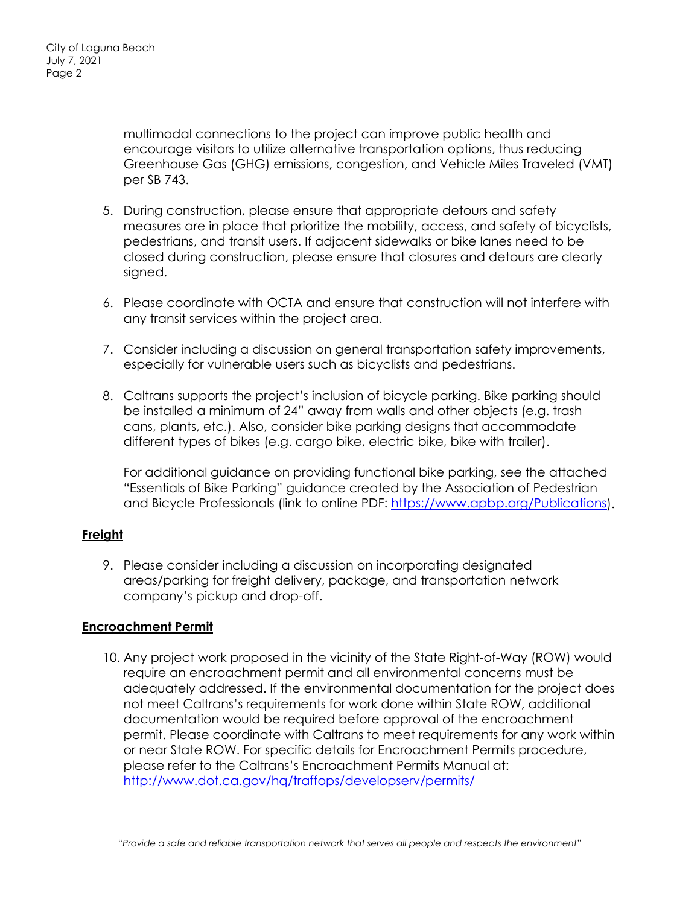multimodal connections to the project can improve public health and encourage visitors to utilize alternative transportation options, thus reducing Greenhouse Gas (GHG) emissions, congestion, and Vehicle Miles Traveled (VMT) per SB 743.

5. During construction, please ensure that appropriate detours and safety measures are in place that prioritize the mobility, access, and safety of bicyclists, pedestrians, and transit users. If adjacent sidewalks or bike lanes need to be closed during construction, please ensure that closures and detours are clearly signed.

6. Please coordinate with OCTA and ensure that construction will not interfere with any transit services within the project area.

7. Consider including a discussion on general transportation safety improvements, especially for vulnerable users such as bicyclists and pedestrians.

8. Caltrans supports the project's inclusion of bicycle parking. Bike parking should be installed a minimum of 24" away from walls and other objects (e.g. trash cans, plants, etc.). Also, consider bike parking designs that accommodate different types of bikes (e.g. cargo bike, electric bike, bike with trailer).

   For additional guidance on providing functional bike parking, see the attached "Essentials of Bike Parking" guidance created by the Association of Pedestrian and Bicycle Professionals (link to online PDF: [https://www.apbp.org/Publications](https://www.apbp.org/Publications)).

**Freight**

9. Please consider including a discussion on incorporating designated areas/parking for freight delivery, package, and transportation network company's pickup and drop-off.

**Encroachment Permit**

10. Any project work proposed in the vicinity of the State Right-of-Way (ROW) would require an encroachment permit and all environmental concerns must be adequately addressed. If the environmental documentation for the project does not meet Caltrans's requirements for work done within State ROW, additional documentation would be required before approval of the encroachment permit. Please coordinate with Caltrans to meet requirements for any work within or near State ROW. For specific details for Encroachment Permits procedure, please refer to the Caltrans's Encroachment Permits Manual at: [http://www.dot.ca.gov/hq/traffops/developserv/permits/](http://www.dot.ca.gov/hq/traffops/developserv/permits/)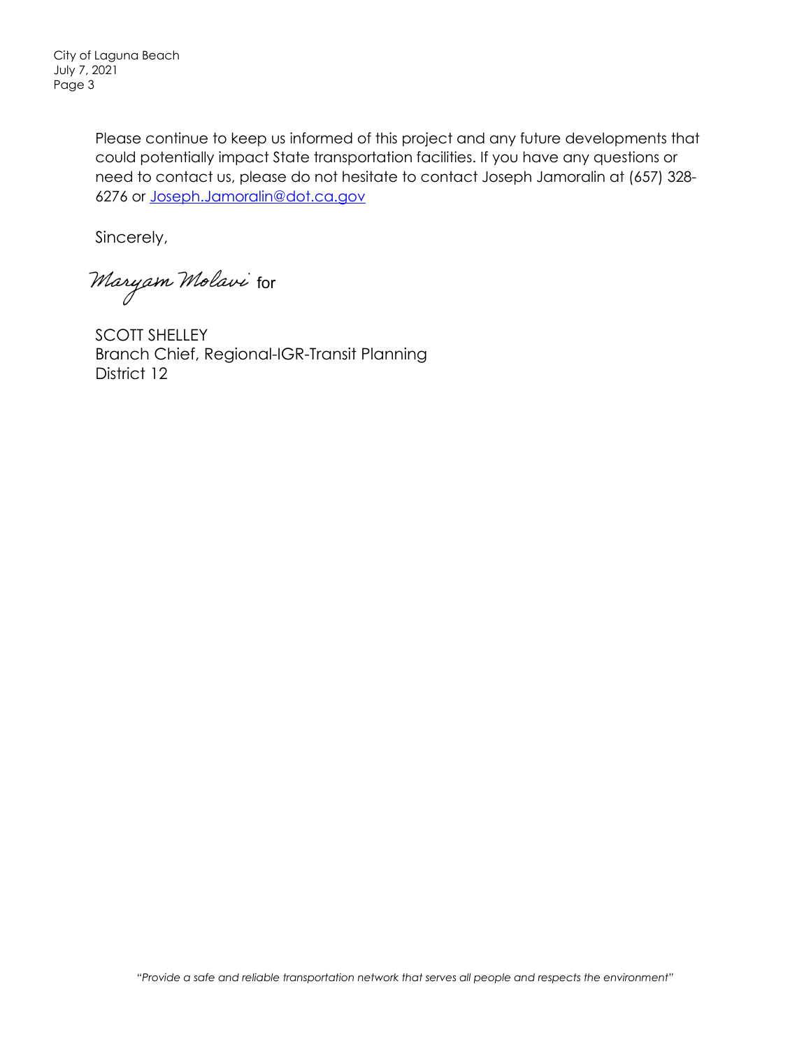Please continue to keep us informed of this project and any future developments that could potentially impact State transportation facilities. If you have any questions or need to contact us, please do not hesitate to contact Joseph Jamoralin at (657) 328-6276 or [Joseph.Jamoralin@dot.ca.gov](mailto:Joseph.Jamoralin@dot.ca.gov)

Sincerely,

*Maryam Molavi* for

SCOTT SHELLEY
Branch Chief, Regional-IGR-Transit Planning
District 12

*"Provide a safe and reliable transportation network that serves all people and respects the environment"*